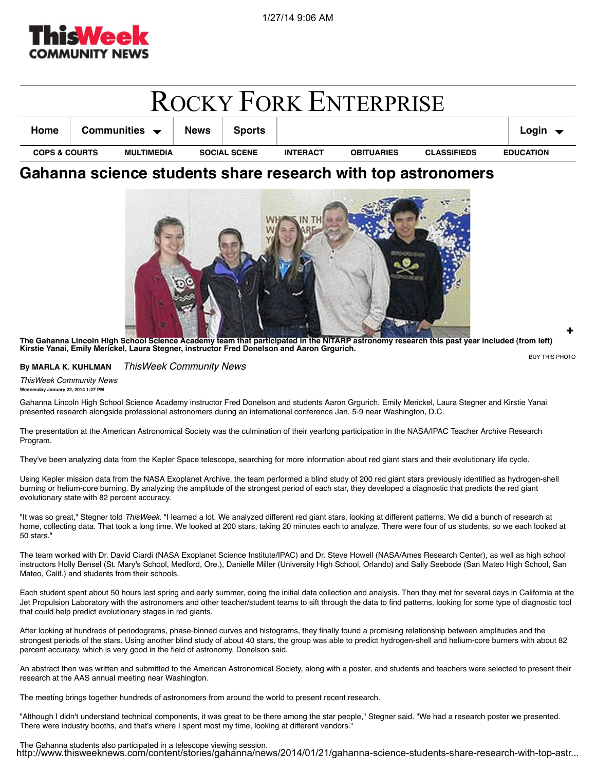# Gahanna science students share research with top astronomers

The Gahanna Lincoln High School Science Academy team that participated in the NITARP astronomy research this past year included (from left) Kirstie Yanai, Emily Merickel, Laura Stegner, instructor Fred Donelson and Aaron Grgurich.

BUY THIS PHOTO

**By MARLA K. KUHLMAN** *ThisWeek Community News*

*ThisWeek Community News*

**Wednesday January 22, 2014 1:27 PM**

Gahanna Lincoln High School Science Academy instructor Fred Donelson and students Aaron Grgurich, Emily Merickel, Laura Stegner and Kirstie Yanai presented research alongside professional astronomers during an international conference Jan. 5-9 near Washington, D.C.

The presentation at the American Astronomical Society was the culmination of their yearlong participation in the NASA/IPAC Teacher Archive Research Program.

They've been analyzing data from the Kepler Space telescope, searching for more information about red giant stars and their evolutionary life cycle.

Using Kepler mission data from the NASA Exoplanet Archive, the team performed a blind study of 200 red giant stars previously identified as hydrogen-shell burning or helium-core burning. By analyzing the amplitude of the strongest period of each star, they developed a diagnostic that predicts the red giant evolutionary state with 82 percent accuracy.

"It was so great," Stegner told *ThisWeek*. "I learned a lot. We analyzed different red giant stars, looking at different patterns. We did a bunch of research at home, collecting data. That took a long time. We looked at 200 stars, taking 20 minutes each to analyze. There were four of us students, so we each looked at 50 stars."

The team worked with Dr. David Ciardi (NASA Exoplanet Science Institute/IPAC) and Dr. Steve Howell (NASA/Ames Research Center), as well as high school instructors Holly Bensel (St. Mary's School, Medford, Ore.), Danielle Miller (University High School, Orlando) and Sally Seebode (San Mateo High School, San Mateo, Calif.) and students from their schools.

Each student spent about 50 hours last spring and early summer, doing the initial data collection and analysis. Then they met for several days in California at the Jet Propulsion Laboratory with the astronomers and other teacher/student teams to sift through the data to find patterns, looking for some type of diagnostic tool that could help predict evolutionary stages in red giants.

After looking at hundreds of periodograms, phase-binned curves and histograms, they finally found a promising relationship between amplitudes and the strongest periods of the stars. Using another blind study of about 40 stars, the group was able to predict hydrogen-shell and helium-core burners with about 82 percent accuracy, which is very good in the field of astronomy, Donelson said.

An abstract then was written and submitted to the American Astronomical Society, along with a poster, and students and teachers were selected to present their research at the AAS annual meeting near Washington.

The meeting brings together hundreds of astronomers from around the world to present recent research.

"Although I didn't understand technical components, it was great to be there among the star people," Stegner said. "We had a research poster we presented. There were industry booths, and that's where I spent most my time, looking at different vendors."

The Gahanna students also participated in a telescope viewing session.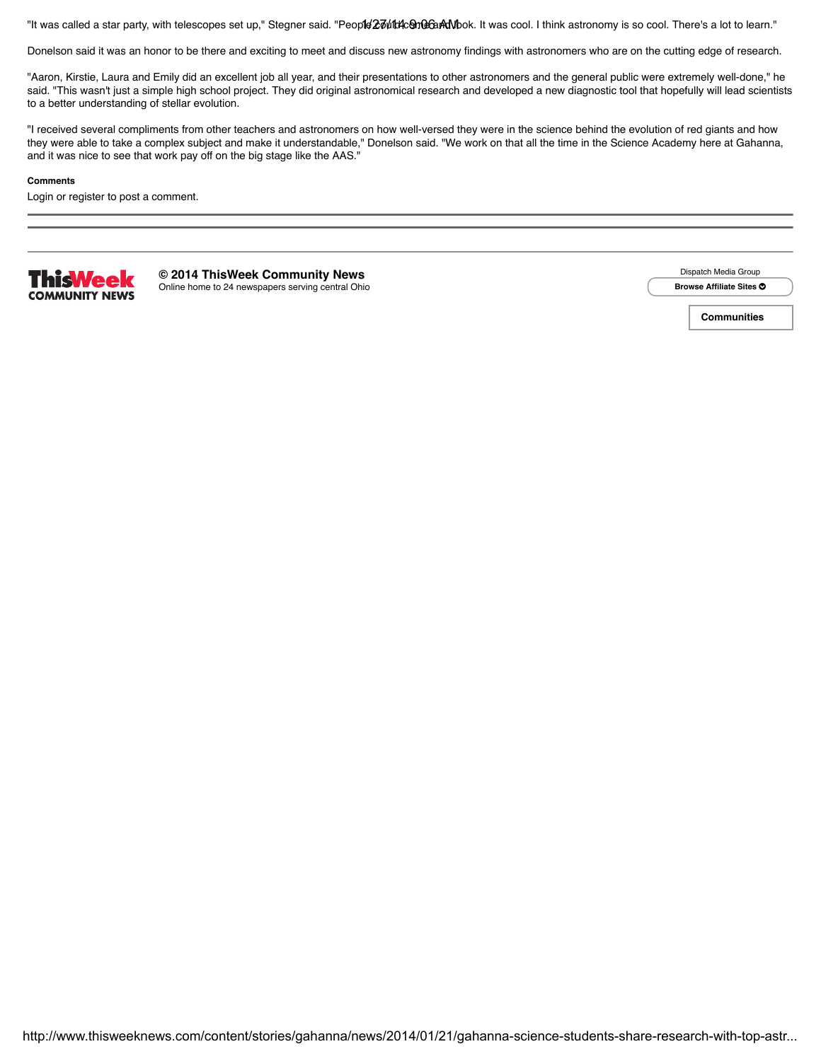"It was called a star party, with telescopes set up," Stegner said. "People could come and look. It was cool. I think astronomy is so cool. There's a lot to learn."

Donelson said it was an honor to be there and exciting to meet and discuss new astronomy findings with astronomers who are on the cutting edge of research.

"Aaron, Kirstie, Laura and Emily did an excellent job all year, and their presentations to other astronomers and the general public were extremely well-done," he said. "This wasn't just a simple high school project. They did original astronomical research and developed a new diagnostic tool that hopefully will lead scientists to a better understanding of stellar evolution.

"I received several compliments from other teachers and astronomers on how well-versed they were in the science behind the evolution of red giants and how they were able to take a complex subject and make it understandable," Donelson said. "We work on that all the time in the Science Academy here at Gahanna, and it was nice to see that work pay off on the big stage like the AAS."

**Comments**

Login or register to post a comment.

**© 2014 ThisWeek Community News**
Online home to 24 newspapers serving central Ohio

Dispatch Media Group
**Browse Affiliate Sites**

**Communities**